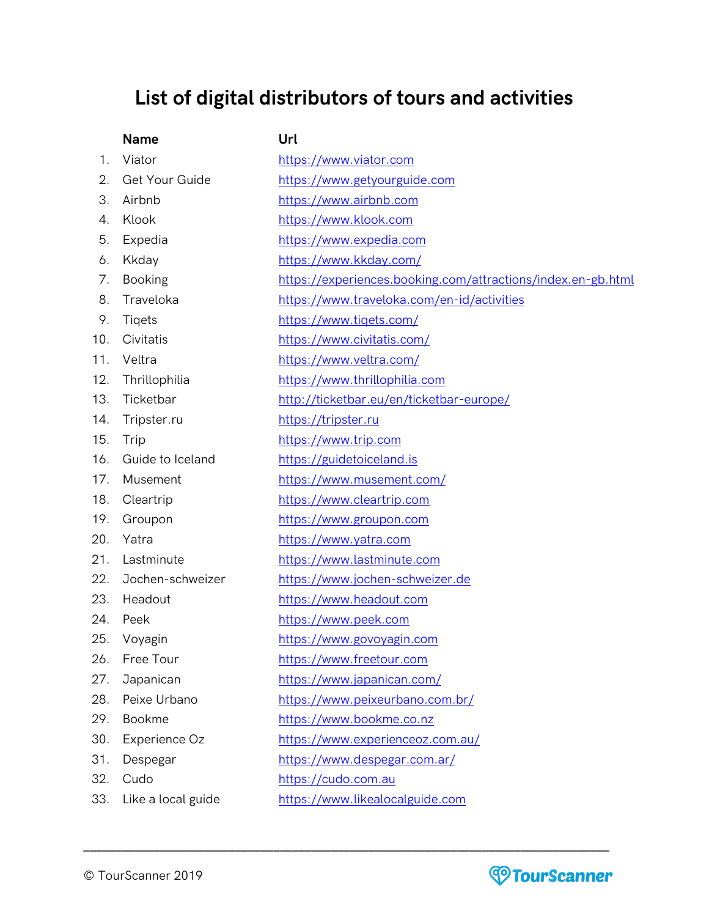# List of digital distributors of tours and activities

| | Name | Url |
|---|---|---|
| 1. | Viator | https://www.viator.com |
| 2. | Get Your Guide | https://www.getyourguide.com |
| 3. | Airbnb | https://www.airbnb.com |
| 4. | Klook | https://www.klook.com |
| 5. | Expedia | https://www.expedia.com |
| 6. | Kkday | https://www.kkday.com/ |
| 7. | Booking | https://experiences.booking.com/attractions/index.en-gb.html |
| 8. | Traveloka | https://www.traveloka.com/en-id/activities |
| 9. | Tiqets | https://www.tiqets.com/ |
| 10. | Civitatis | https://www.civitatis.com/ |
| 11. | Veltra | https://www.veltra.com/ |
| 12. | Thrillophilia | https://www.thrillophilia.com |
| 13. | Ticketbar | http://ticketbar.eu/en/ticketbar-europe/ |
| 14. | Tripster.ru | https://tripster.ru |
| 15. | Trip | https://www.trip.com |
| 16. | Guide to Iceland | https://guidetoiceland.is |
| 17. | Musement | https://www.musement.com/ |
| 18. | Cleartrip | https://www.cleartrip.com |
| 19. | Groupon | https://www.groupon.com |
| 20. | Yatra | https://www.yatra.com |
| 21. | Lastminute | https://www.lastminute.com |
| 22. | Jochen-schweizer | https://www.jochen-schweizer.de |
| 23. | Headout | https://www.headout.com |
| 24. | Peek | https://www.peek.com |
| 25. | Voyagin | https://www.govoyagin.com |
| 26. | Free Tour | https://www.freetour.com |
| 27. | Japanican | https://www.japanican.com/ |
| 28. | Peixe Urbano | https://www.peixeurbano.com.br/ |
| 29. | Bookme | https://www.bookme.co.nz |
| 30. | Experience Oz | https://www.experienceoz.com.au/ |
| 31. | Despegar | https://www.despegar.com.ar/ |
| 32. | Cudo | https://cudo.com.au |
| 33. | Like a local guide | https://www.likealocalguide.com |

© TourScanner 2019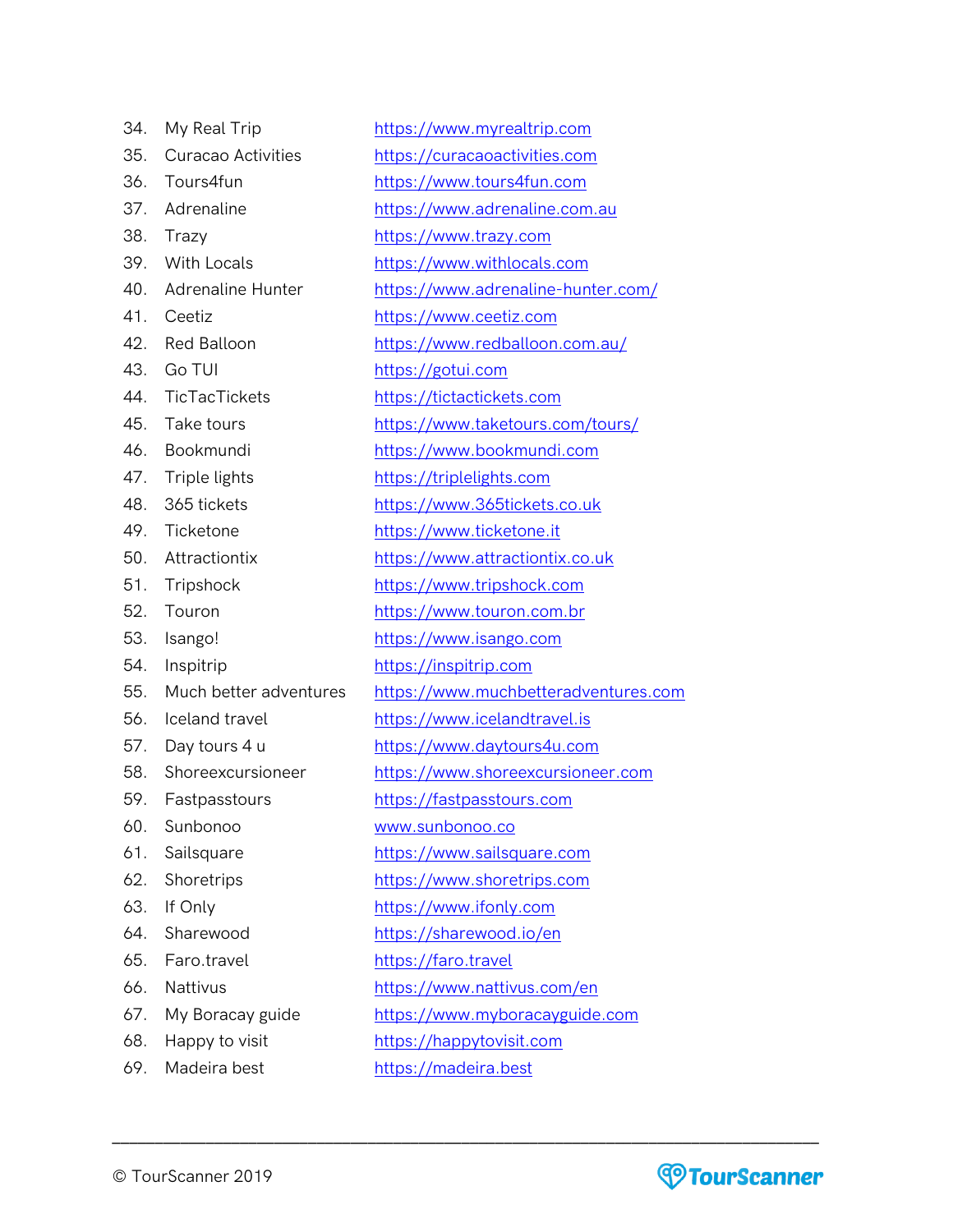34. My Real Trip https://www.myrealtrip.com
35. Curacao Activities https://curacaoactivities.com
36. Tours4fun https://www.tours4fun.com
37. Adrenaline https://www.adrenaline.com.au
38. Trazy https://www.trazy.com
39. With Locals https://www.withlocals.com
40. Adrenaline Hunter https://www.adrenaline-hunter.com/
41. Ceetiz https://www.ceetiz.com
42. Red Balloon https://www.redballoon.com.au/
43. Go TUI https://gotui.com
44. TicTacTickets https://tictactickets.com
45. Take tours https://www.taketours.com/tours/
46. Bookmundi https://www.bookmundi.com
47. Triple lights https://triplelights.com
48. 365 tickets https://www.365tickets.co.uk
49. Ticketone https://www.ticketone.it
50. Attractiontix https://www.attractiontix.co.uk
51. Tripshock https://www.tripshock.com
52. Touron https://www.touron.com.br
53. Isango! https://www.isango.com
54. Inspitrip https://inspitrip.com
55. Much better adventures https://www.muchbetteradventures.com
56. Iceland travel https://www.icelandtravel.is
57. Day tours 4 u https://www.daytours4u.com
58. Shoreexcursioneer https://www.shoreexcursioneer.com
59. Fastpasstours https://fastpasstours.com
60. Sunbonoo www.sunbonoo.co
61. Sailsquare https://www.sailsquare.com
62. Shoretrips https://www.shoretrips.com
63. If Only https://www.ifonly.com
64. Sharewood https://sharewood.io/en
65. Faro.travel https://faro.travel
66. Nattivus https://www.nattivus.com/en
67. My Boracay guide https://www.myboracayguide.com
68. Happy to visit https://happytovisit.com
69. Madeira best https://madeira.best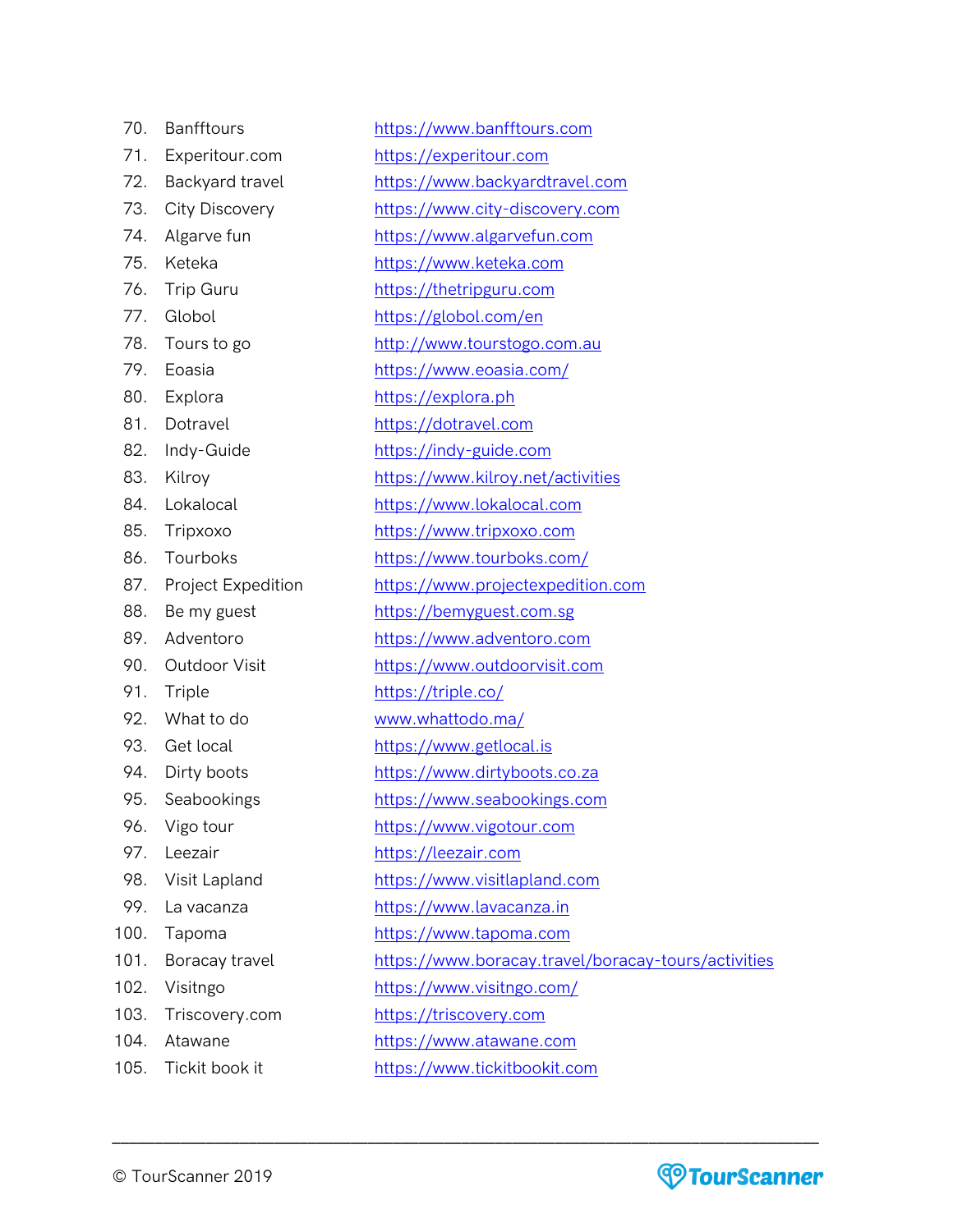70. Bannfftours https://www.banfftours.com
71. Experitour.com https://experitour.com
72. Backyard travel https://www.backyardtravel.com
73. City Discovery https://www.city-discovery.com
74. Algarve fun https://www.algarvefun.com
75. Keteka https://www.keteka.com
76. Trip Guru https://thetripguru.com
77. Globol https://globol.com/en
78. Tours to go http://www.tourstogo.com.au
79. Eoasia https://www.eoasia.com/
80. Explora https://explora.ph
81. Dotravel https://dotravel.com
82. Indy-Guide https://indy-guide.com
83. Kilroy https://www.kilroy.net/activities
84. Lokalocal https://www.lokalocal.com
85. Tripxoxo https://www.tripxoxo.com
86. Tourboks https://www.tourboks.com/
87. Project Expedition https://www.projectexpedition.com
88. Be my guest https://bemyguest.com.sg
89. Adventoro https://www.adventoro.com
90. Outdoor Visit https://www.outdoorvisit.com
91. Triple https://triple.co/
92. What to do www.whattodo.ma/
93. Get local https://www.getlocal.is
94. Dirty boots https://www.dirtyboots.co.za
95. Seabookings https://www.seabookings.com
96. Vigo tour https://www.vigotour.com
97. Leezair https://leezair.com
98. Visit Lapland https://www.visitlapland.com
99. La vacanza https://www.lavacanza.in
100. Tapoma https://www.tapoma.com
101. Boracay travel https://www.boracay.travel/boracay-tours/activities
102. Visitngo https://www.visitngo.com/
103. Triscovery.com https://triscovery.com
104. Atawane https://www.atawane.com
105. Tickit book it https://www.tickitbookit.com

© TourScanner 2019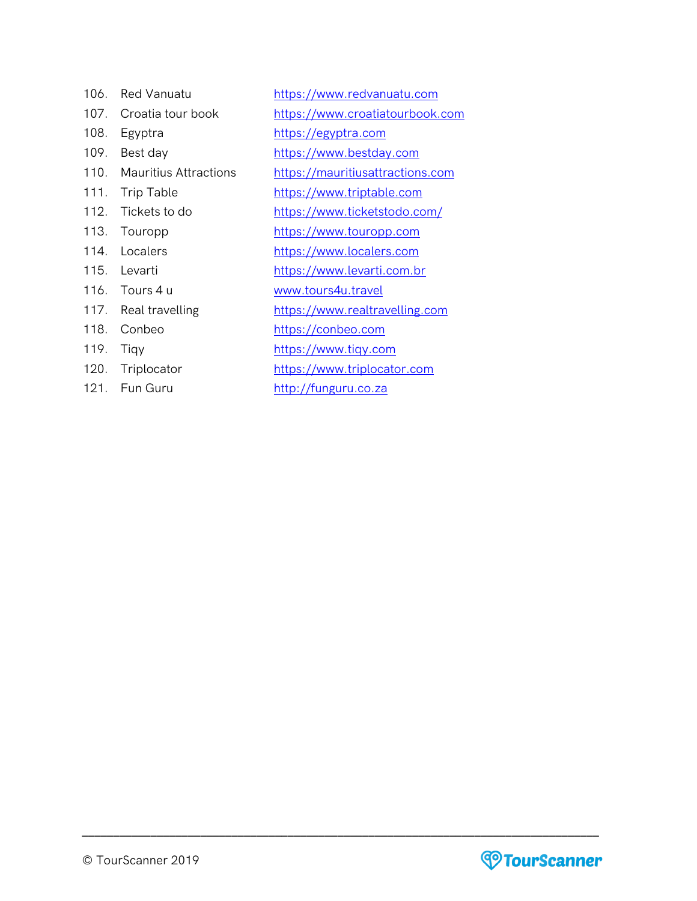106. Red Vanuatu https://www.redvanuatu.com
107. Croatia tour book https://www.croatiatourbook.com
108. Egyptra https://egyptra.com
109. Best day https://www.bestday.com
110. Mauritius Attractions https://mauritiusattractions.com
111. Trip Table https://www.triptable.com
112. Tickets to do https://www.ticketstodo.com/
113. Touropp https://www.touropp.com
114. Localers https://www.localers.com
115. Levarti https://www.levarti.com.br
116. Tours 4 u www.tours4u.travel
117. Real travelling https://www.realtravelling.com
118. Conbeo https://conbeo.com
119. Tiqy https://www.tiqy.com
120. Triplocator https://www.triplocator.com
121. Fun Guru http://funguru.co.za